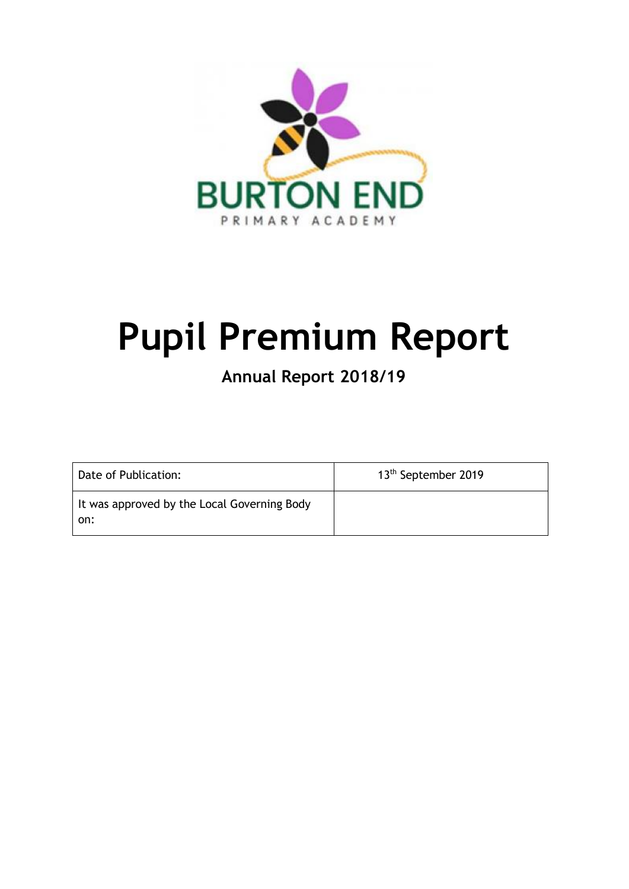BURTON END

PRIMARY ACADEMY

# Pupil Premium Report

## Annual Report 2018/19

| Date of Publication: | 13th September 2019 |
|---|---|
| It was approved by the Local Governing Body on: | |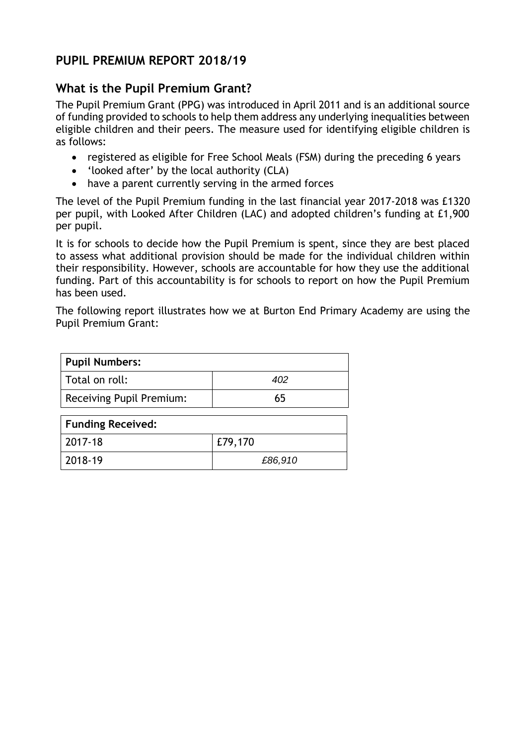## PUPIL PREMIUM REPORT 2018/19

## What is the Pupil Premium Grant?

The Pupil Premium Grant (PPG) was introduced in April 2011 and is an additional source of funding provided to schools to help them address any underlying inequalities between eligible children and their peers. The measure used for identifying eligible children is as follows:

- registered as eligible for Free School Meals (FSM) during the preceding 6 years
- 'looked after' by the local authority (CLA)
- have a parent currently serving in the armed forces

The level of the Pupil Premium funding in the last financial year 2017-2018 was £1320 per pupil, with Looked After Children (LAC) and adopted children's funding at £1,900 per pupil.

It is for schools to decide how the Pupil Premium is spent, since they are best placed to assess what additional provision should be made for the individual children within their responsibility. However, schools are accountable for how they use the additional funding. Part of this accountability is for schools to report on how the Pupil Premium has been used.

The following report illustrates how we at Burton End Primary Academy are using the Pupil Premium Grant:

| **Pupil Numbers:** | |
|---|---|
| Total on roll: | 402 |
| Receiving Pupil Premium: | 65 |

| **Funding Received:** | |
|---|---|
| 2017-18 | £79,170 |
| 2018-19 | £86,910 |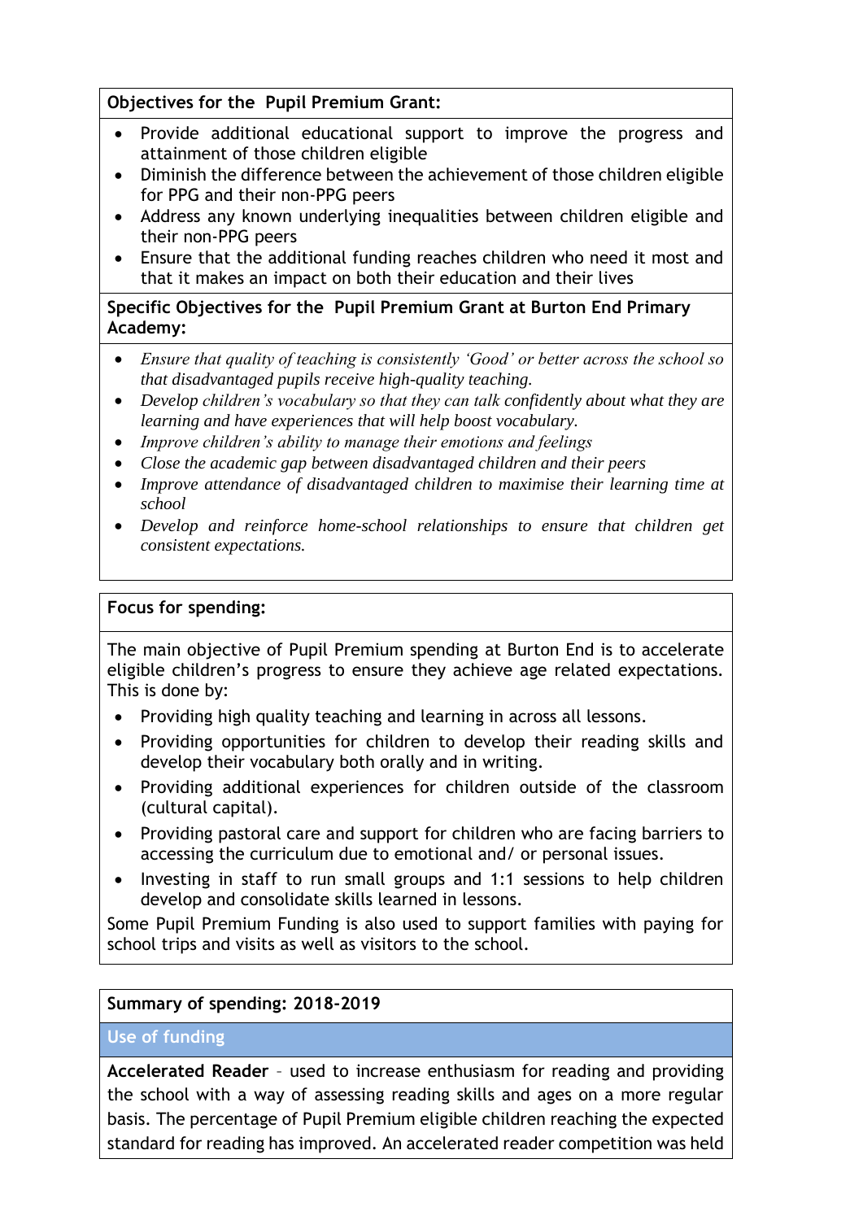**Objectives for the Pupil Premium Grant:**

- Provide additional educational support to improve the progress and attainment of those children eligible
- Diminish the difference between the achievement of those children eligible for PPG and their non-PPG peers
- Address any known underlying inequalities between children eligible and their non-PPG peers
- Ensure that the additional funding reaches children who need it most and that it makes an impact on both their education and their lives

**Specific Objectives for the Pupil Premium Grant at Burton End Primary Academy:**

- *Ensure that quality of teaching is consistently 'Good' or better across the school so that disadvantaged pupils receive high-quality teaching.*
- *Develop children's vocabulary so that they can talk confidently about what they are learning and have experiences that will help boost vocabulary.*
- *Improve children's ability to manage their emotions and feelings*
- *Close the academic gap between disadvantaged children and their peers*
- *Improve attendance of disadvantaged children to maximise their learning time at school*
- *Develop and reinforce home-school relationships to ensure that children get consistent expectations.*

**Focus for spending:**

The main objective of Pupil Premium spending at Burton End is to accelerate eligible children's progress to ensure they achieve age related expectations. This is done by:

- Providing high quality teaching and learning in across all lessons.
- Providing opportunities for children to develop their reading skills and develop their vocabulary both orally and in writing.
- Providing additional experiences for children outside of the classroom (cultural capital).
- Providing pastoral care and support for children who are facing barriers to accessing the curriculum due to emotional and/ or personal issues.
- Investing in staff to run small groups and 1:1 sessions to help children develop and consolidate skills learned in lessons.

Some Pupil Premium Funding is also used to support families with paying for school trips and visits as well as visitors to the school.

**Summary of spending: 2018-2019**

**Use of funding**

**Accelerated Reader** – used to increase enthusiasm for reading and providing the school with a way of assessing reading skills and ages on a more regular basis. The percentage of Pupil Premium eligible children reaching the expected standard for reading has improved. An accelerated reader competition was held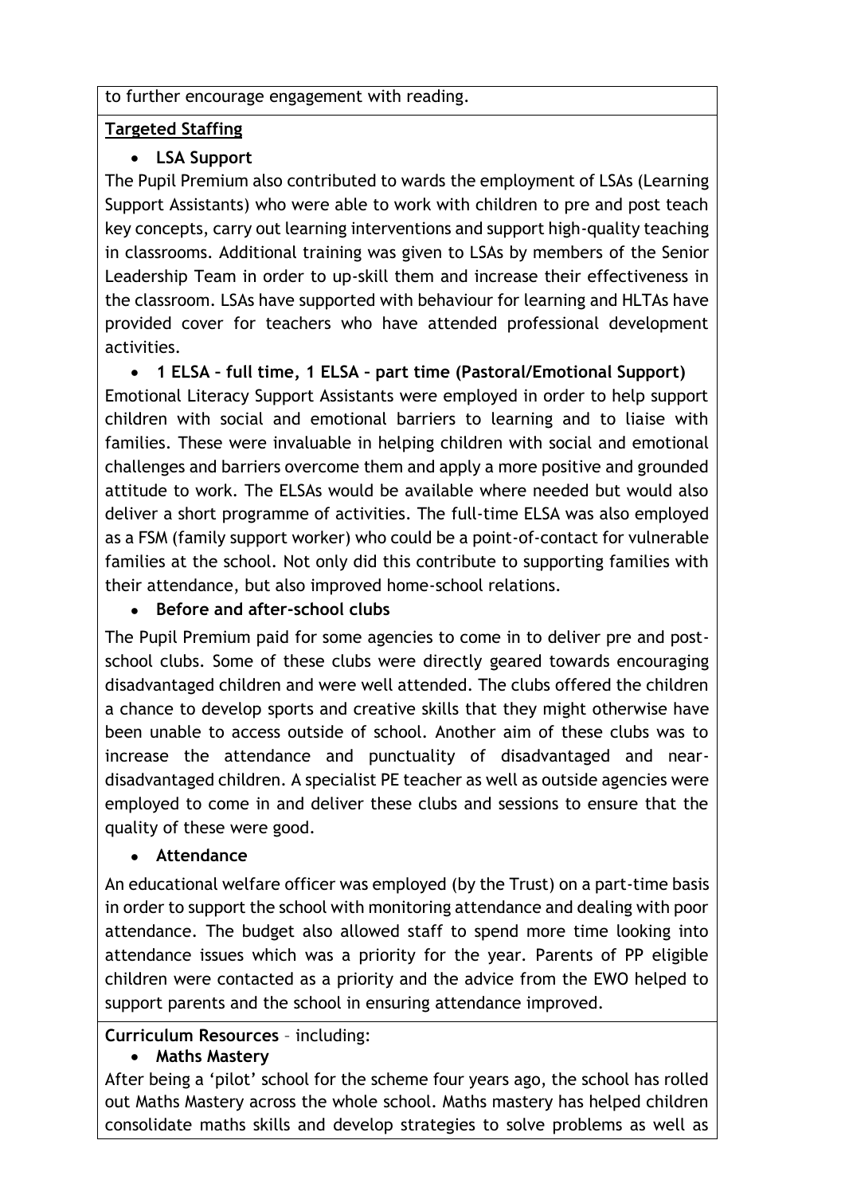to further encourage engagement with reading.

**Targeted Staffing**

- **LSA Support**

The Pupil Premium also contributed to wards the employment of LSAs (Learning Support Assistants) who were able to work with children to pre and post teach key concepts, carry out learning interventions and support high-quality teaching in classrooms. Additional training was given to LSAs by members of the Senior Leadership Team in order to up-skill them and increase their effectiveness in the classroom. LSAs have supported with behaviour for learning and HLTAs have provided cover for teachers who have attended professional development activities.

- **1 ELSA – full time, 1 ELSA – part time (Pastoral/Emotional Support)**

Emotional Literacy Support Assistants were employed in order to help support children with social and emotional barriers to learning and to liaise with families. These were invaluable in helping children with social and emotional challenges and barriers overcome them and apply a more positive and grounded attitude to work. The ELSAs would be available where needed but would also deliver a short programme of activities. The full-time ELSA was also employed as a FSM (family support worker) who could be a point-of-contact for vulnerable families at the school. Not only did this contribute to supporting families with their attendance, but also improved home-school relations.

- **Before and after-school clubs**

The Pupil Premium paid for some agencies to come in to deliver pre and post-school clubs. Some of these clubs were directly geared towards encouraging disadvantaged children and were well attended. The clubs offered the children a chance to develop sports and creative skills that they might otherwise have been unable to access outside of school. Another aim of these clubs was to increase the attendance and punctuality of disadvantaged and near-disadvantaged children. A specialist PE teacher as well as outside agencies were employed to come in and deliver these clubs and sessions to ensure that the quality of these were good.

- **Attendance**

An educational welfare officer was employed (by the Trust) on a part-time basis in order to support the school with monitoring attendance and dealing with poor attendance. The budget also allowed staff to spend more time looking into attendance issues which was a priority for the year. Parents of PP eligible children were contacted as a priority and the advice from the EWO helped to support parents and the school in ensuring attendance improved.

**Curriculum Resources** – including:

- **Maths Mastery**

After being a 'pilot' school for the scheme four years ago, the school has rolled out Maths Mastery across the whole school. Maths mastery has helped children consolidate maths skills and develop strategies to solve problems as well as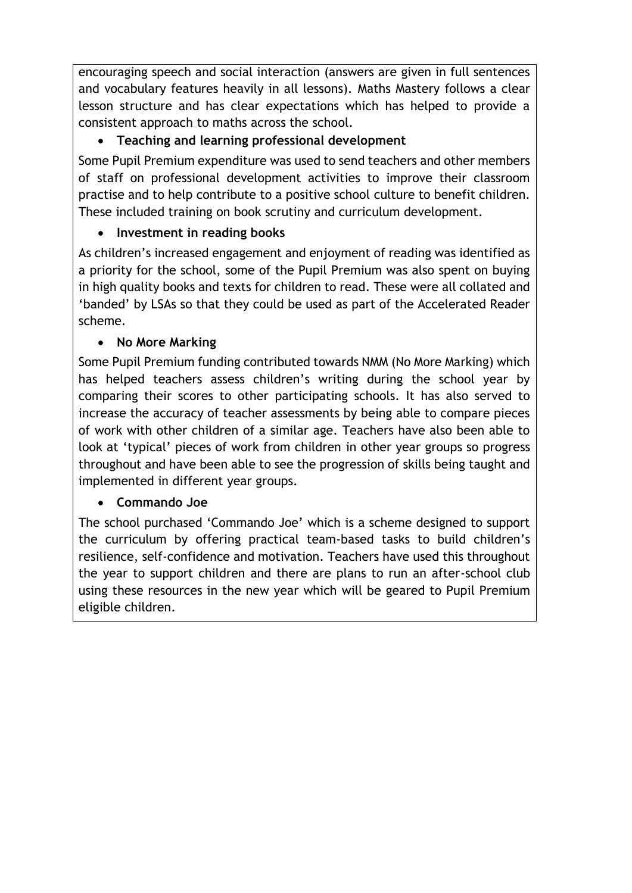encouraging speech and social interaction (answers are given in full sentences and vocabulary features heavily in all lessons). Maths Mastery follows a clear lesson structure and has clear expectations which has helped to provide a consistent approach to maths across the school.

- **Teaching and learning professional development**

Some Pupil Premium expenditure was used to send teachers and other members of staff on professional development activities to improve their classroom practise and to help contribute to a positive school culture to benefit children. These included training on book scrutiny and curriculum development.

- **Investment in reading books**

As children's increased engagement and enjoyment of reading was identified as a priority for the school, some of the Pupil Premium was also spent on buying in high quality books and texts for children to read. These were all collated and 'banded' by LSAs so that they could be used as part of the Accelerated Reader scheme.

- **No More Marking**

Some Pupil Premium funding contributed towards NMM (No More Marking) which has helped teachers assess children's writing during the school year by comparing their scores to other participating schools. It has also served to increase the accuracy of teacher assessments by being able to compare pieces of work with other children of a similar age. Teachers have also been able to look at 'typical' pieces of work from children in other year groups so progress throughout and have been able to see the progression of skills being taught and implemented in different year groups.

- **Commando Joe**

The school purchased 'Commando Joe' which is a scheme designed to support the curriculum by offering practical team-based tasks to build children's resilience, self-confidence and motivation. Teachers have used this throughout the year to support children and there are plans to run an after-school club using these resources in the new year which will be geared to Pupil Premium eligible children.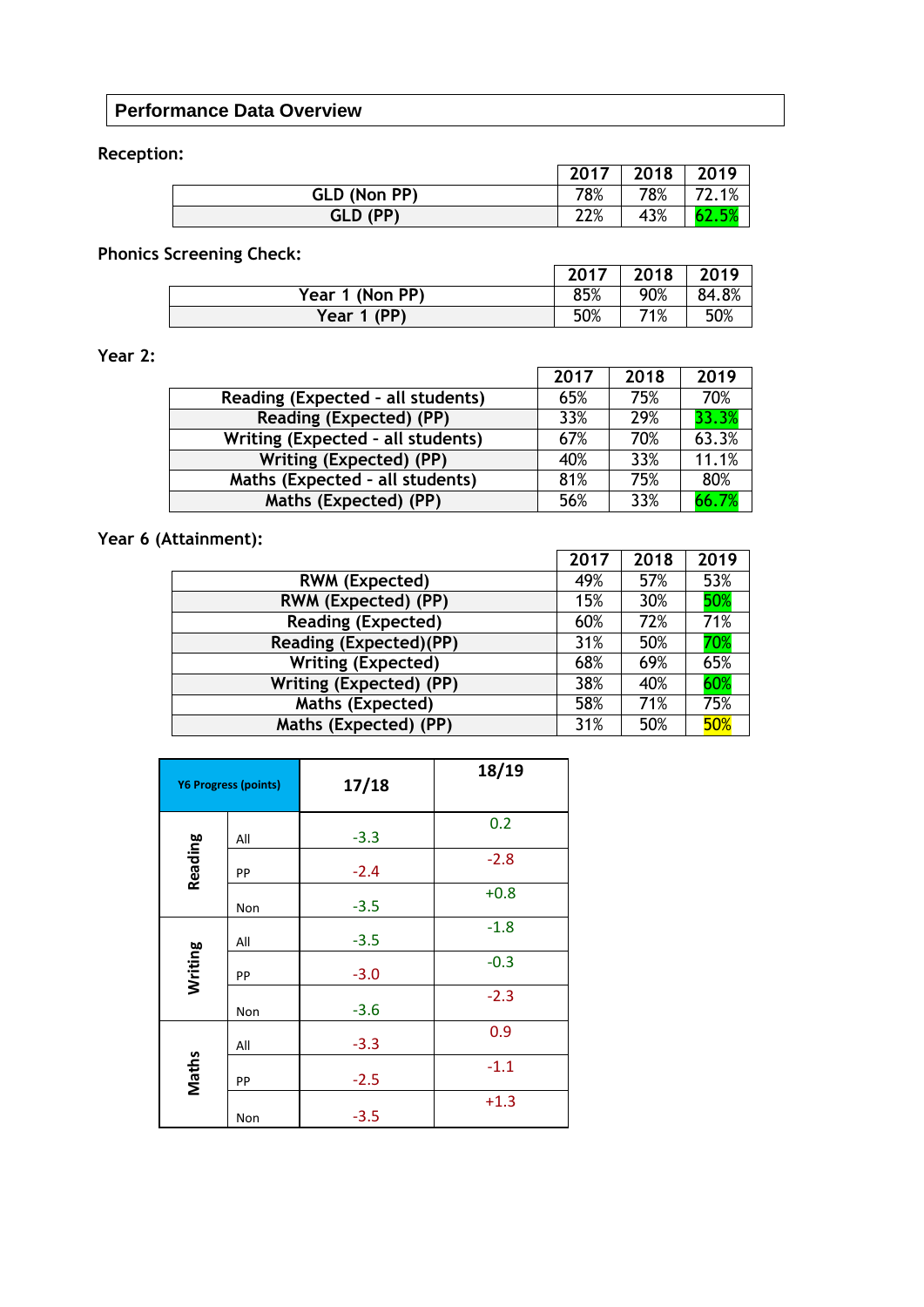## Performance Data Overview

**Reception:**

| | 2017 | 2018 | 2019 |
|---|---|---|---|
| GLD (Non PP) | 78% | 78% | 72.1% |
| GLD (PP) | 22% | 43% | 62.5% |

**Phonics Screening Check:**

| | 2017 | 2018 | 2019 |
|---|---|---|---|
| Year 1 (Non PP) | 85% | 90% | 84.8% |
| Year 1 (PP) | 50% | 71% | 50% |

**Year 2:**

| | 2017 | 2018 | 2019 |
|---|---|---|---|
| Reading (Expected - all students) | 65% | 75% | 70% |
| Reading (Expected) (PP) | 33% | 29% | 33.3% |
| Writing (Expected - all students) | 67% | 70% | 63.3% |
| Writing (Expected) (PP) | 40% | 33% | 11.1% |
| Maths (Expected - all students) | 81% | 75% | 80% |
| Maths (Expected) (PP) | 56% | 33% | 66.7% |

**Year 6 (Attainment):**

| | 2017 | 2018 | 2019 |
|---|---|---|---|
| RWM (Expected) | 49% | 57% | 53% |
| RWM (Expected) (PP) | 15% | 30% | 50% |
| Reading (Expected) | 60% | 72% | 71% |
| Reading (Expected)(PP) | 31% | 50% | 70% |
| Writing (Expected) | 68% | 69% | 65% |
| Writing (Expected) (PP) | 38% | 40% | 60% |
| Maths (Expected) | 58% | 71% | 75% |
| Maths (Expected) (PP) | 31% | 50% | 50% |

| Y6 Progress (points) | | 17/18 | 18/19 |
|---|---|---|---|
| Reading | All | -3.3 | 0.2 |
| | PP | -2.4 | -2.8 |
| | Non | -3.5 | +0.8 |
| Writing | All | -3.5 | -1.8 |
| | PP | -3.0 | -0.3 |
| | Non | -3.6 | -2.3 |
| Maths | All | -3.3 | 0.9 |
| | PP | -2.5 | -1.1 |
| | Non | -3.5 | +1.3 |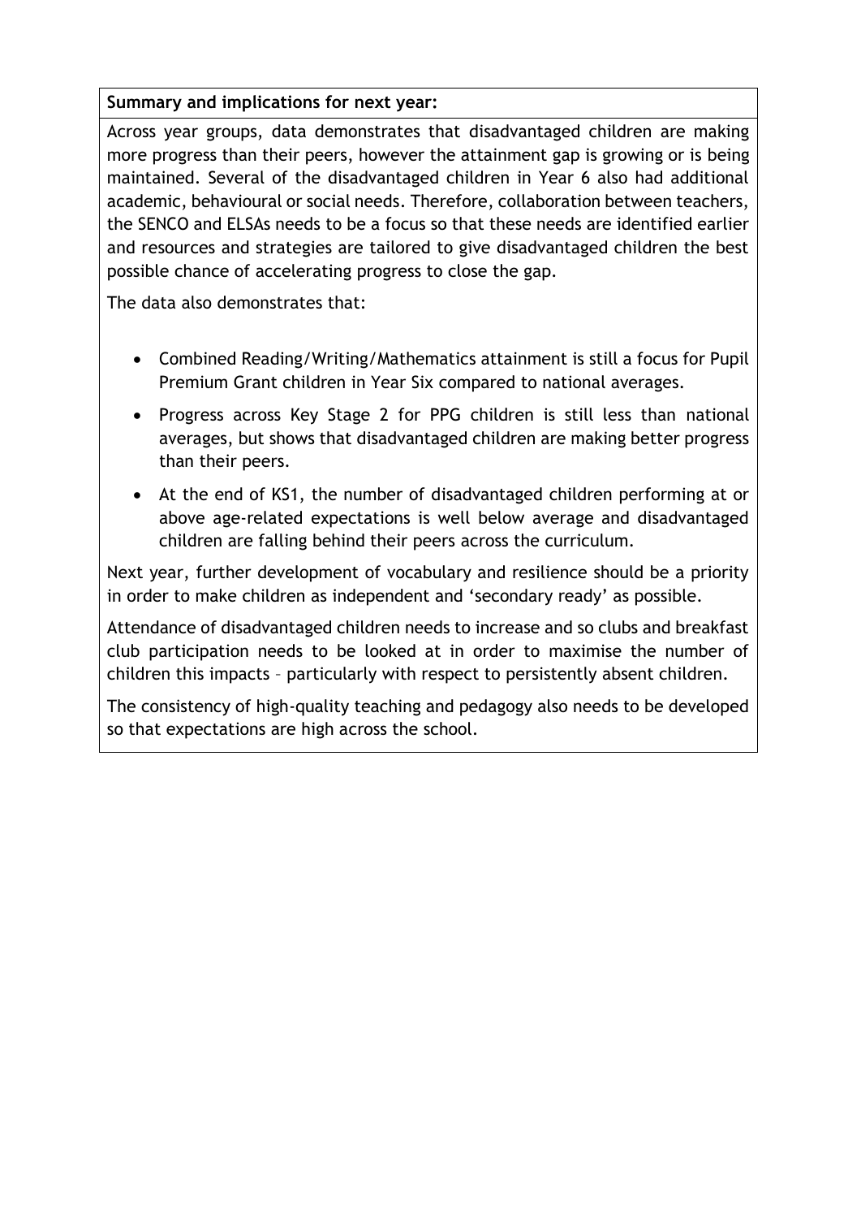**Summary and implications for next year:**

Across year groups, data demonstrates that disadvantaged children are making more progress than their peers, however the attainment gap is growing or is being maintained. Several of the disadvantaged children in Year 6 also had additional academic, behavioural or social needs. Therefore, collaboration between teachers, the SENCO and ELSAs needs to be a focus so that these needs are identified earlier and resources and strategies are tailored to give disadvantaged children the best possible chance of accelerating progress to close the gap.

The data also demonstrates that:

- Combined Reading/Writing/Mathematics attainment is still a focus for Pupil Premium Grant children in Year Six compared to national averages.
- Progress across Key Stage 2 for PPG children is still less than national averages, but shows that disadvantaged children are making better progress than their peers.
- At the end of KS1, the number of disadvantaged children performing at or above age-related expectations is well below average and disadvantaged children are falling behind their peers across the curriculum.

Next year, further development of vocabulary and resilience should be a priority in order to make children as independent and 'secondary ready' as possible.

Attendance of disadvantaged children needs to increase and so clubs and breakfast club participation needs to be looked at in order to maximise the number of children this impacts – particularly with respect to persistently absent children.

The consistency of high-quality teaching and pedagogy also needs to be developed so that expectations are high across the school.